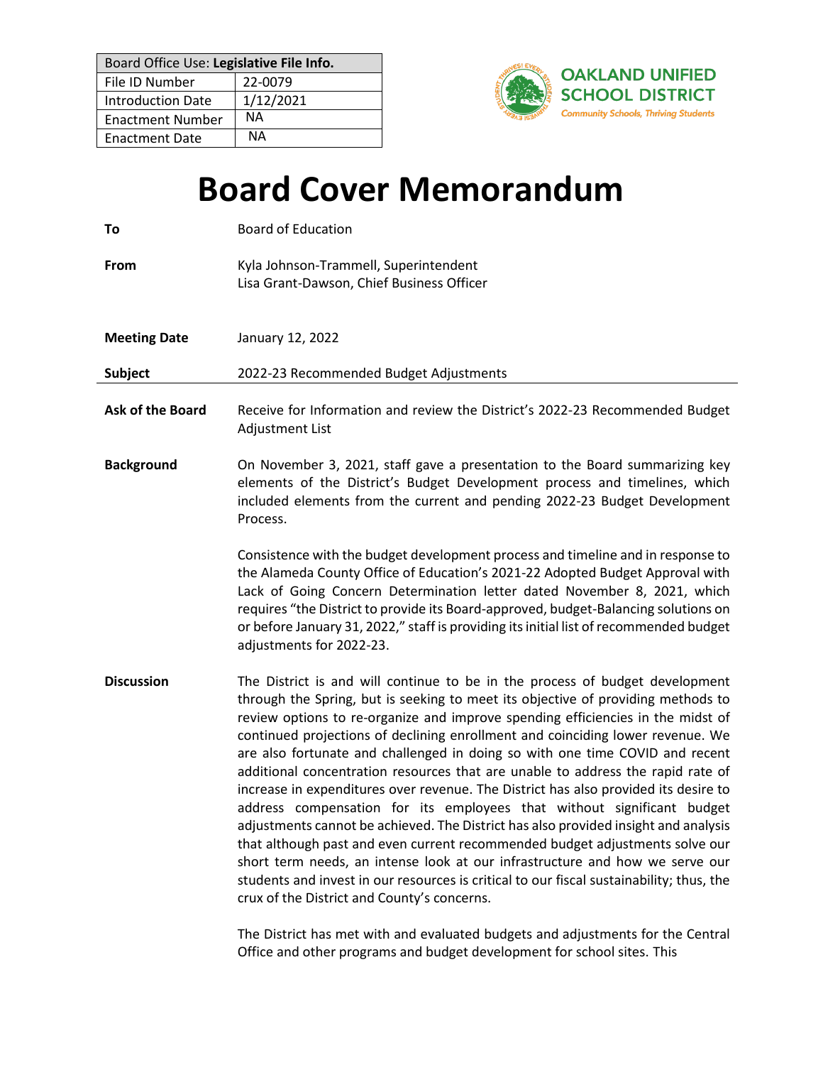| Board Office Use: **Legislative File Info.** | |
|---|---|
| File ID Number | 22-0079 |
| Introduction Date | 1/12/2021 |
| Enactment Number | NA |
| Enactment Date | NA |

**OAKLAND UNIFIED SCHOOL DISTRICT**
*Community Schools, Thriving Students*

# Board Cover Memorandum

**To** Board of Education

**From** Kyla Johnson-Trammell, Superintendent
Lisa Grant-Dawson, Chief Business Officer

**Meeting Date** January 12, 2022

**Subject** 2022-23 Recommended Budget Adjustments

---

**Ask of the Board** Receive for Information and review the District's 2022-23 Recommended Budget Adjustment List

**Background** On November 3, 2021, staff gave a presentation to the Board summarizing key elements of the District's Budget Development process and timelines, which included elements from the current and pending 2022-23 Budget Development Process.

Consistence with the budget development process and timeline and in response to the Alameda County Office of Education's 2021-22 Adopted Budget Approval with Lack of Going Concern Determination letter dated November 8, 2021, which requires "the District to provide its Board-approved, budget-Balancing solutions on or before January 31, 2022," staff is providing its initial list of recommended budget adjustments for 2022-23.

**Discussion** The District is and will continue to be in the process of budget development through the Spring, but is seeking to meet its objective of providing methods to review options to re-organize and improve spending efficiencies in the midst of continued projections of declining enrollment and coinciding lower revenue. We are also fortunate and challenged in doing so with one time COVID and recent additional concentration resources that are unable to address the rapid rate of increase in expenditures over revenue. The District has also provided its desire to address compensation for its employees that without significant budget adjustments cannot be achieved. The District has also provided insight and analysis that although past and even current recommended budget adjustments solve our short term needs, an intense look at our infrastructure and how we serve our students and invest in our resources is critical to our fiscal sustainability; thus, the crux of the District and County's concerns.

The District has met with and evaluated budgets and adjustments for the Central Office and other programs and budget development for school sites. This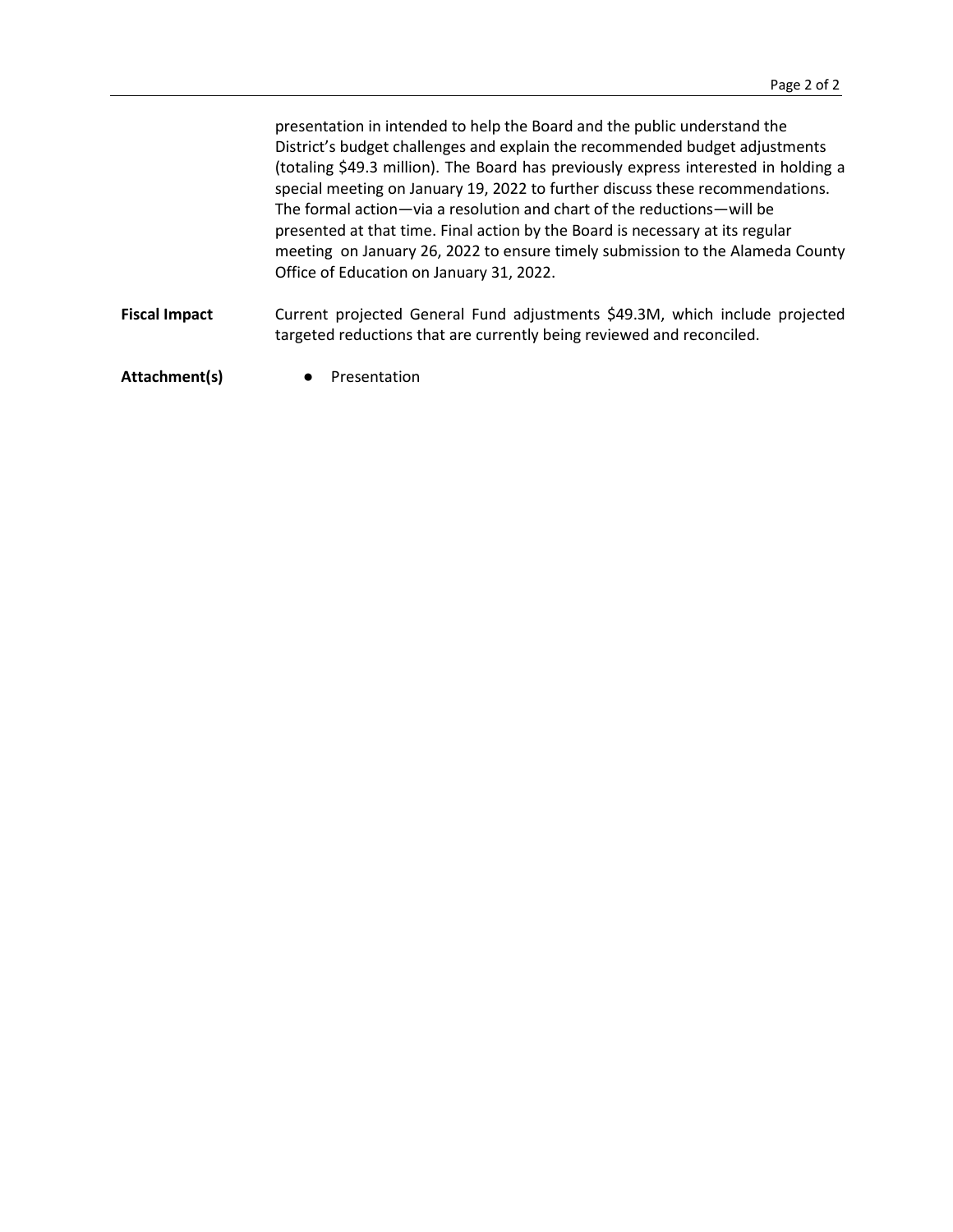presentation in intended to help the Board and the public understand the District's budget challenges and explain the recommended budget adjustments (totaling $49.3 million). The Board has previously express interested in holding a special meeting on January 19, 2022 to further discuss these recommendations. The formal action—via a resolution and chart of the reductions—will be presented at that time. Final action by the Board is necessary at its regular meeting on January 26, 2022 to ensure timely submission to the Alameda County Office of Education on January 31, 2022.

**Fiscal Impact** Current projected General Fund adjustments $49.3M, which include projected targeted reductions that are currently being reviewed and reconciled.

**Attachment(s)**

- Presentation